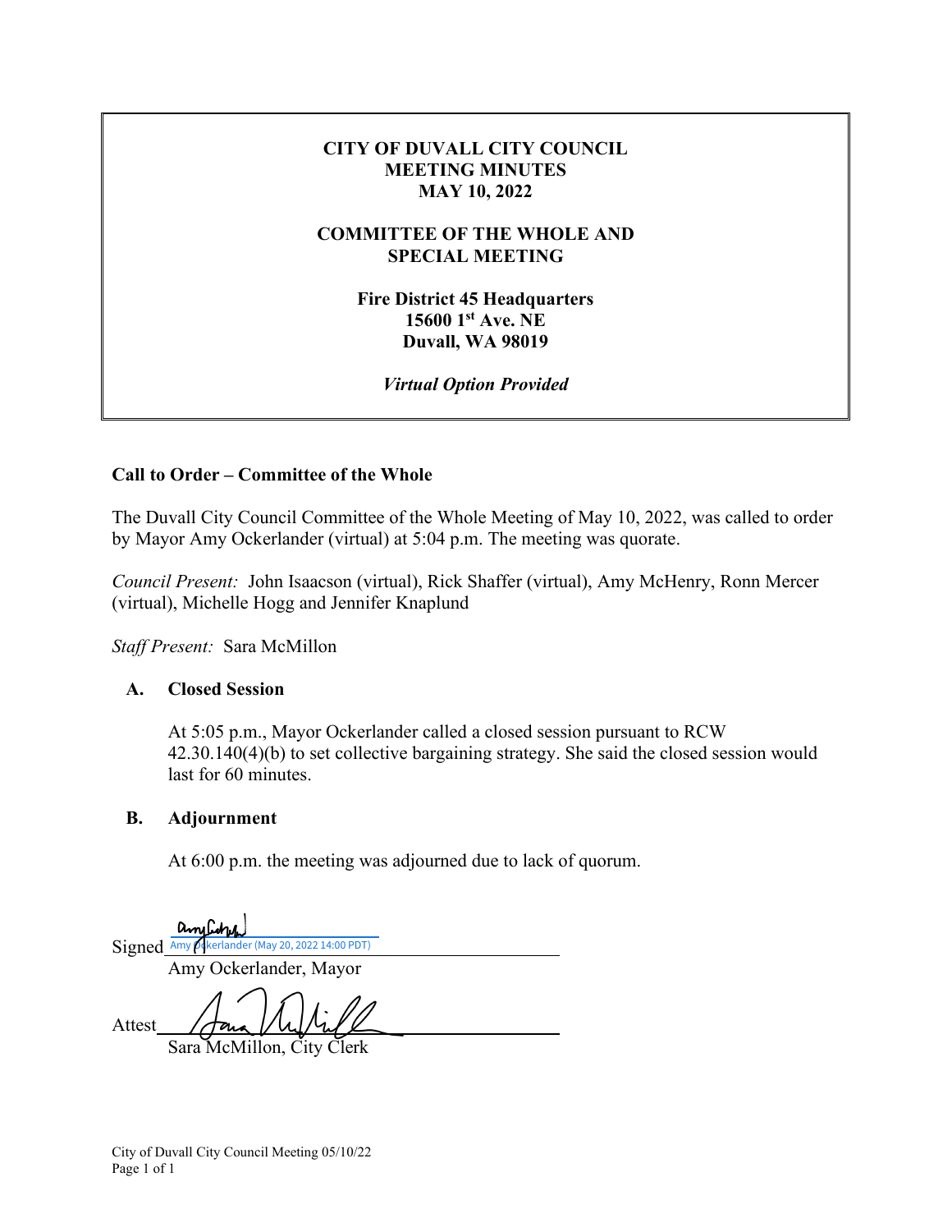# CITY OF DUVALL CITY COUNCIL
# MEETING MINUTES
# MAY 10, 2022

## COMMITTEE OF THE WHOLE AND SPECIAL MEETING

**Fire District 45 Headquarters**
**15600 1st Ave. NE**
**Duvall, WA 98019**

***Virtual Option Provided***

### Call to Order – Committee of the Whole

The Duvall City Council Committee of the Whole Meeting of May 10, 2022, was called to order by Mayor Amy Ockerlander (virtual) at 5:04 p.m. The meeting was quorate.

*Council Present:* John Isaacson (virtual), Rick Shaffer (virtual), Amy McHenry, Ronn Mercer (virtual), Michelle Hogg and Jennifer Knaplund

*Staff Present:* Sara McMillon

#### A. Closed Session

At 5:05 p.m., Mayor Ockerlander called a closed session pursuant to RCW 42.30.140(4)(b) to set collective bargaining strategy. She said the closed session would last for 60 minutes.

#### B. Adjournment

At 6:00 p.m. the meeting was adjourned due to lack of quorum.

Signed ______________________
Amy Ockerlander (May 20, 2022 14:00 PDT)
Amy Ockerlander, Mayor

Attest ______________________
Sara McMillon, City Clerk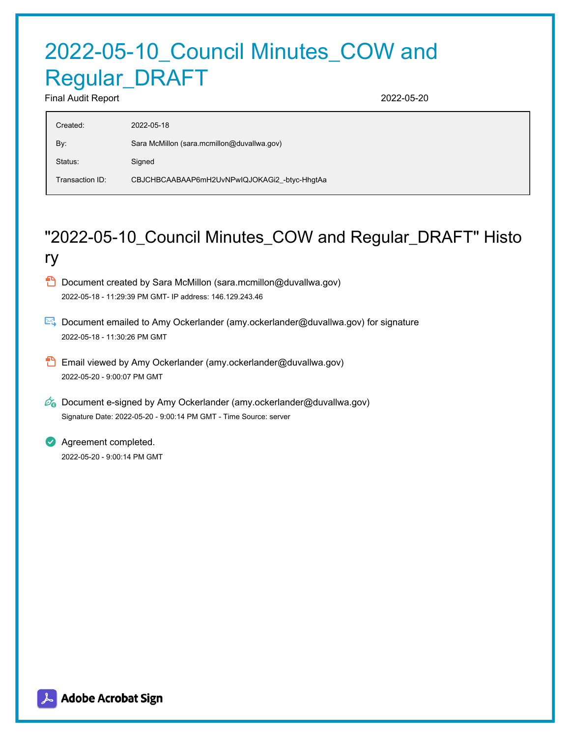# 2022-05-10_Council Minutes_COW and Regular_DRAFT

Final Audit Report 2022-05-20

| | |
|---|---|
| Created: | 2022-05-18 |
| By: | Sara McMillon (sara.mcmillon@duvallwa.gov) |
| Status: | Signed |
| Transaction ID: | CBJCHBCAABAAP6mH2UvNPwIQJOKAGi2_-btyc-HhgtAa |

## "2022-05-10_Council Minutes_COW and Regular_DRAFT" History

- Document created by Sara McMillon (sara.mcmillon@duvallwa.gov)
  2022-05-18 - 11:29:39 PM GMT- IP address: 146.129.243.46

- Document emailed to Amy Ockerlander (amy.ockerlander@duvallwa.gov) for signature
  2022-05-18 - 11:30:26 PM GMT

- Email viewed by Amy Ockerlander (amy.ockerlander@duvallwa.gov)
  2022-05-20 - 9:00:07 PM GMT

- Document e-signed by Amy Ockerlander (amy.ockerlander@duvallwa.gov)
  Signature Date: 2022-05-20 - 9:00:14 PM GMT - Time Source: server

- Agreement completed.
  2022-05-20 - 9:00:14 PM GMT

Adobe Acrobat Sign